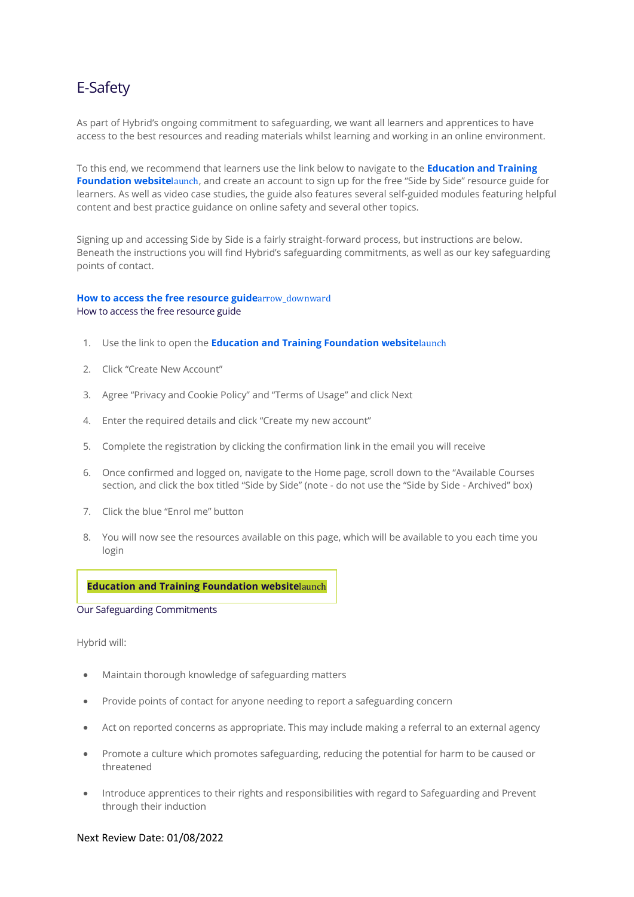# E-Safety

As part of Hybrid's ongoing commitment to safeguarding, we want all learners and apprentices to have access to the best resources and reading materials whilst learning and working in an online environment.

To this end, we recommend that learners use the link below to navigate to the **Education and Training Foundation website**launch, and create an account to sign up for the free "Side by Side" resource guide for learners. As well as video case studies, the guide also features several self-guided modules featuring helpful content and best practice guidance on online safety and several other topics.

Signing up and accessing Side by Side is a fairly straight-forward process, but instructions are below. Beneath the instructions you will find Hybrid's safeguarding commitments, as well as our key safeguarding points of contact.

**How to access the free resource guide**arrow_downward

How to access the free resource guide

1. Use the link to open the **Education and Training Foundation website**launch
2. Click "Create New Account"
3. Agree "Privacy and Cookie Policy" and "Terms of Usage" and click Next
4. Enter the required details and click "Create my new account"
5. Complete the registration by clicking the confirmation link in the email you will receive
6. Once confirmed and logged on, navigate to the Home page, scroll down to the "Available Courses section, and click the box titled "Side by Side" (note - do not use the "Side by Side - Archived" box)
7. Click the blue "Enrol me" button
8. You will now see the resources available on this page, which will be available to you each time you login

**Education and Training Foundation website**launch

Our Safeguarding Commitments

Hybrid will:

- Maintain thorough knowledge of safeguarding matters
- Provide points of contact for anyone needing to report a safeguarding concern
- Act on reported concerns as appropriate. This may include making a referral to an external agency
- Promote a culture which promotes safeguarding, reducing the potential for harm to be caused or threatened
- Introduce apprentices to their rights and responsibilities with regard to Safeguarding and Prevent through their induction

Next Review Date: 01/08/2022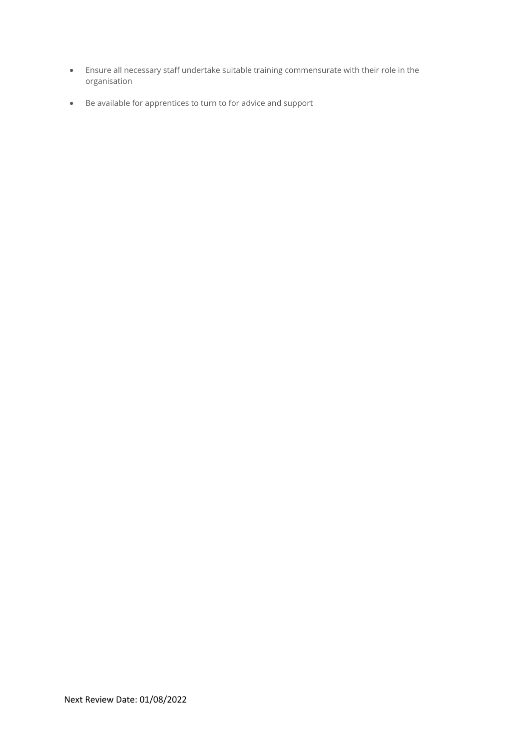- Ensure all necessary staff undertake suitable training commensurate with their role in the organisation
- Be available for apprentices to turn to for advice and support

Next Review Date: 01/08/2022